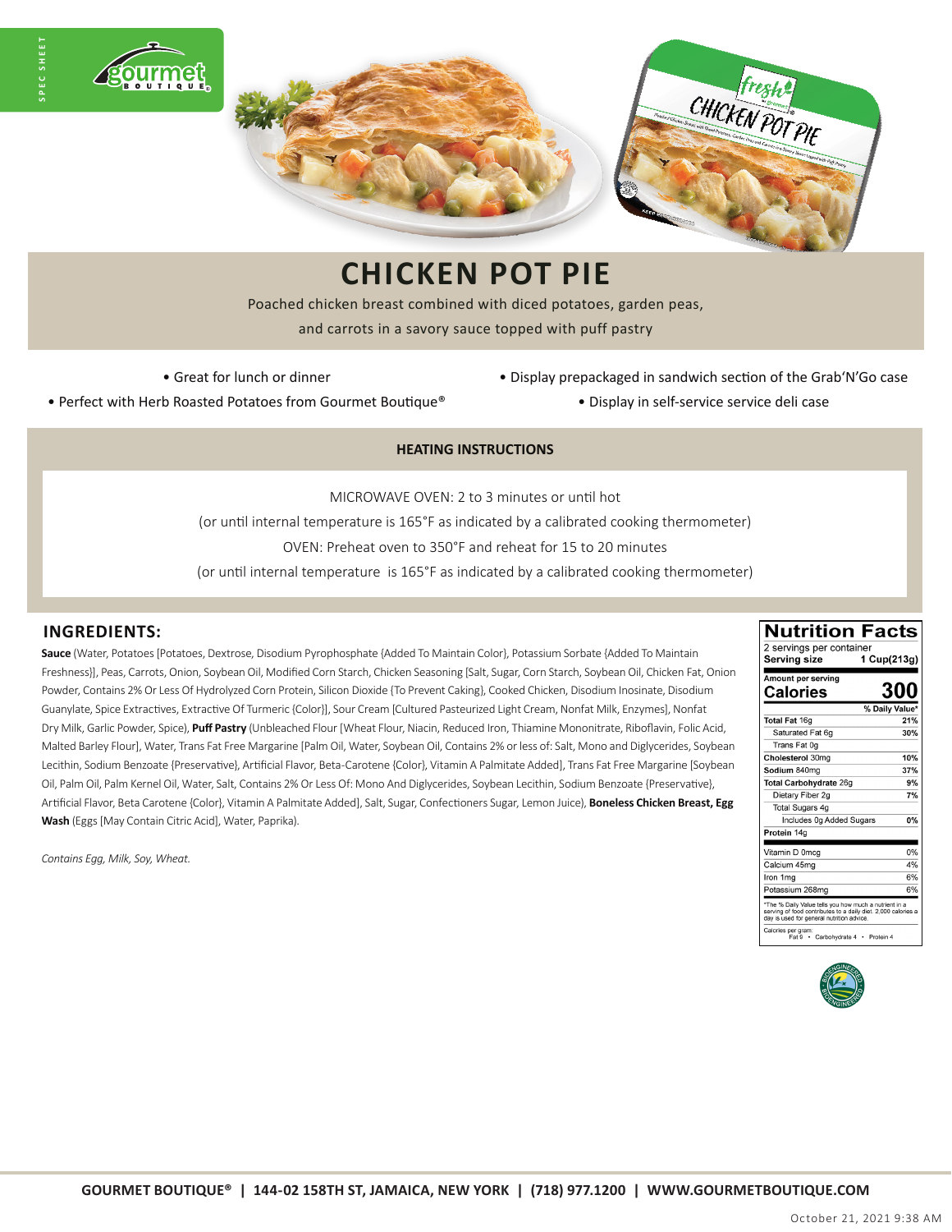SPEC SHEET

# CHICKEN POT PIE

Poached chicken breast combined with diced potatoes, garden peas, and carrots in a savory sauce topped with puff pastry

- Great for lunch or dinner
- Perfect with Herb Roasted Potatoes from Gourmet Boutique®
- Display prepackaged in sandwich section of the Grab'N'Go case
- Display in self-service service deli case

## HEATING INSTRUCTIONS

MICROWAVE OVEN: 2 to 3 minutes or until hot

(or until internal temperature is 165°F as indicated by a calibrated cooking thermometer)

OVEN: Preheat oven to 350°F and reheat for 15 to 20 minutes

(or until internal temperature is 165°F as indicated by a calibrated cooking thermometer)

## INGREDIENTS:

**Sauce** (Water, Potatoes [Potatoes, Dextrose, Disodium Pyrophosphate {Added To Maintain Color}, Potassium Sorbate {Added To Maintain Freshness}], Peas, Carrots, Onion, Soybean Oil, Modified Corn Starch, Chicken Seasoning [Salt, Sugar, Corn Starch, Soybean Oil, Chicken Fat, Onion Powder, Contains 2% Or Less Of Hydrolyzed Corn Protein, Silicon Dioxide {To Prevent Caking}, Cooked Chicken, Disodium Inosinate, Disodium Guanylate, Spice Extractives, Extractive Of Turmeric {Color}], Sour Cream [Cultured Pasteurized Light Cream, Nonfat Milk, Enzymes], Nonfat Dry Milk, Garlic Powder, Spice), **Puff Pastry** (Unbleached Flour [Wheat Flour, Niacin, Reduced Iron, Thiamine Mononitrate, Riboflavin, Folic Acid, Malted Barley Flour], Water, Trans Fat Free Margarine [Palm Oil, Water, Soybean Oil, Contains 2% or less of: Salt, Mono and Diglycerides, Soybean Lecithin, Sodium Benzoate {Preservative}, Artificial Flavor, Beta-Carotene {Color}, Vitamin A Palmitate Added], Trans Fat Free Margarine [Soybean Oil, Palm Oil, Palm Kernel Oil, Water, Salt, Contains 2% Or Less Of: Mono And Diglycerides, Soybean Lecithin, Sodium Benzoate {Preservative}, Artificial Flavor, Beta Carotene {Color}, Vitamin A Palmitate Added], Salt, Sugar, Confectioners Sugar, Lemon Juice), **Boneless Chicken Breast, Egg Wash** (Eggs [May Contain Citric Acid], Water, Paprika).

*Contains Egg, Milk, Soy, Wheat.*

## Nutrition Facts

2 servings per container

**Serving size** 1 Cup(213g)

| Amount per serving | |
|---|---|
| **Calories** | **300** |
| | **% Daily Value*** |
| **Total Fat** 16g | **21%** |
| Saturated Fat 6g | **30%** |
| Trans Fat 0g | |
| **Cholesterol** 30mg | **10%** |
| **Sodium** 840mg | **37%** |
| **Total Carbohydrate** 26g | **9%** |
| Dietary Fiber 2g | **7%** |
| Total Sugars 4g | |
| Includes 0g Added Sugars | **0%** |
| **Protein** 14g | |
| Vitamin D 0mcg | 0% |
| Calcium 45mg | 4% |
| Iron 1mg | 6% |
| Potassium 268mg | 6% |

*The % Daily Value tells you how much a nutrient in a serving of food contributes to a daily diet. 2,000 calories a day is used for general nutrition advice.

Calories per gram:
Fat 9 • Carbohydrate 4 • Protein 4

GOURMET BOUTIQUE® | 144-02 158TH ST, JAMAICA, NEW YORK | (718) 977.1200 | WWW.GOURMETBOUTIQUE.COM

October 21, 2021 9:38 AM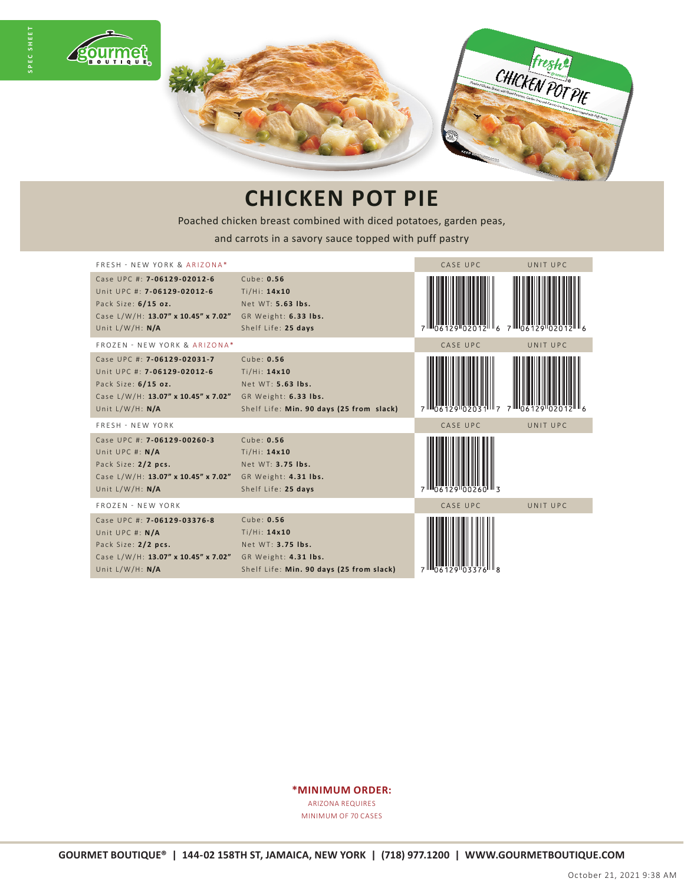SPEC SHEET

# CHICKEN POT PIE

Poached chicken breast combined with diced potatoes, garden peas, and carrots in a savory sauce topped with puff pastry

### FRESH - NEW YORK & ARIZONA*

| | | CASE UPC | UNIT UPC |
|---|---|---|---|
| Case UPC #: **7-06129-02012-6** | Cube: **0.56** | 7 06129 02012 6 | 7 06129 02012 6 |
| Unit UPC #: **7-06129-02012-6** | Ti/Hi: **14x10** | | |
| Pack Size: **6/15 oz.** | Net WT: **5.63 lbs.** | | |
| Case L/W/H: **13.07" x 10.45" x 7.02"** | GR Weight: **6.33 lbs.** | | |
| Unit L/W/H: **N/A** | Shelf Life: **25 days** | | |

### FROZEN - NEW YORK & ARIZONA*

| | | CASE UPC | UNIT UPC |
|---|---|---|---|
| Case UPC #: **7-06129-02031-7** | Cube: **0.56** | 7 06129 02031 7 | 7 06129 02012 6 |
| Unit UPC #: **7-06129-02012-6** | Ti/Hi: **14x10** | | |
| Pack Size: **6/15 oz.** | Net WT: **5.63 lbs.** | | |
| Case L/W/H: **13.07" x 10.45" x 7.02"** | GR Weight: **6.33 lbs.** | | |
| Unit L/W/H: **N/A** | Shelf Life: **Min. 90 days (25 from slack)** | | |

### FRESH - NEW YORK

| | | CASE UPC | UNIT UPC |
|---|---|---|---|
| Case UPC #: **7-06129-00260-3** | Cube: **0.56** | 7 06129 00260 3 | |
| Unit UPC #: **N/A** | Ti/Hi: **14x10** | | |
| Pack Size: **2/2 pcs.** | Net WT: **3.75 lbs.** | | |
| Case L/W/H: **13.07" x 10.45" x 7.02"** | GR Weight: **4.31 lbs.** | | |
| Unit L/W/H: **N/A** | Shelf Life: **25 days** | | |

### FROZEN - NEW YORK

| | | CASE UPC | UNIT UPC |
|---|---|---|---|
| Case UPC #: **7-06129-03376-8** | Cube: **0.56** | 7 06129 03376 8 | |
| Unit UPC #: **N/A** | Ti/Hi: **14x10** | | |
| Pack Size: **2/2 pcs.** | Net WT: **3.75 lbs.** | | |
| Case L/W/H: **13.07" x 10.45" x 7.02"** | GR Weight: **4.31 lbs.** | | |
| Unit L/W/H: **N/A** | Shelf Life: **Min. 90 days (25 from slack)** | | |

**\*MINIMUM ORDER:**
ARIZONA REQUIRES
MINIMUM OF 70 CASES

**GOURMET BOUTIQUE® | 144-02 158TH ST, JAMAICA, NEW YORK | (718) 977.1200 | WWW.GOURMETBOUTIQUE.COM**

October 21, 2021 9:38 AM